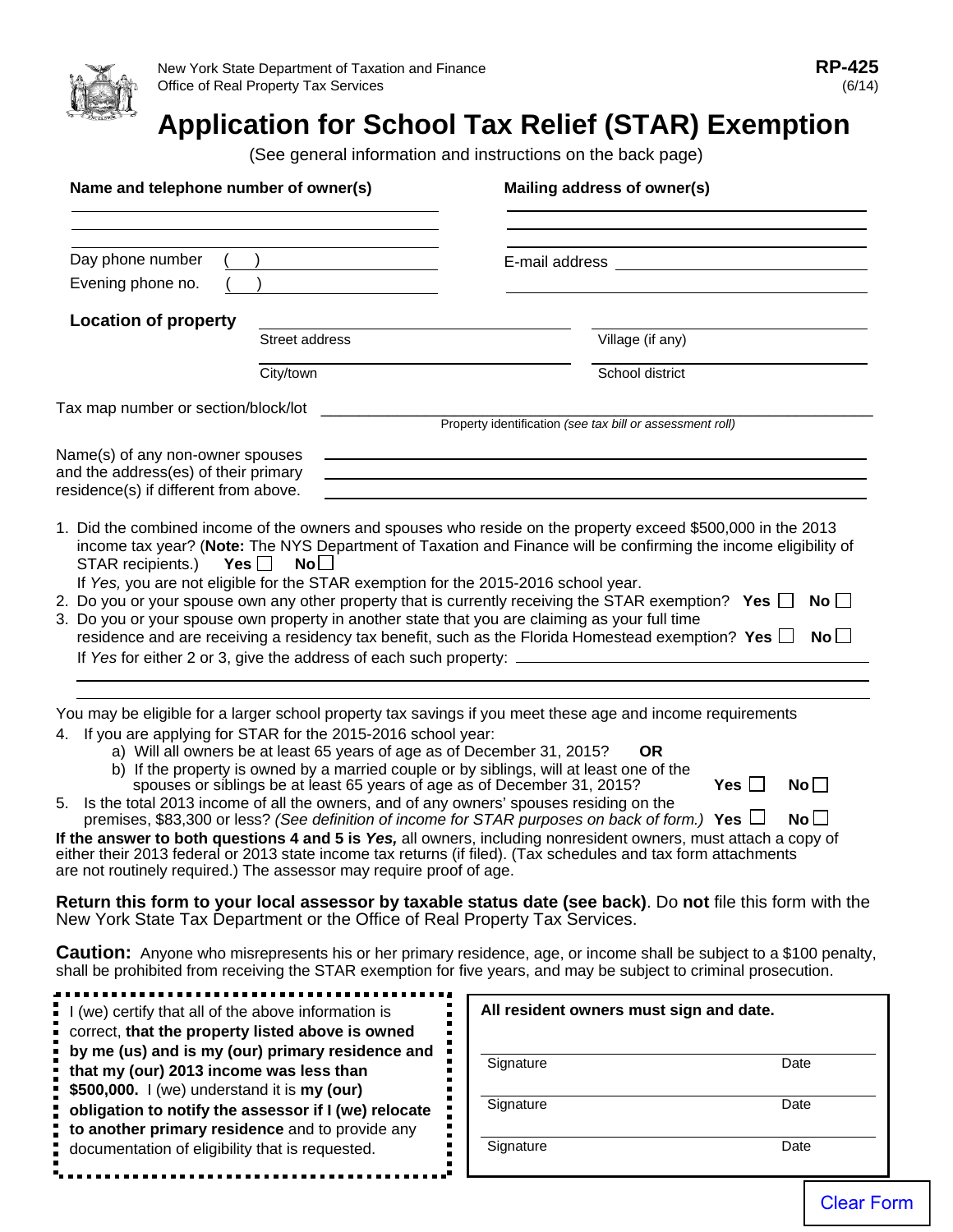New York State Department of Taxation and Finance
Office of Real Property Tax Services

**RP-425**
(6/14)

# Application for School Tax Relief (STAR) Exemption

(See general information and instructions on the back page)

**Name and telephone number of owner(s)**

______________________________

______________________________

Day phone number ( ) ______________________________

Evening phone no. ( ) ______________________________

**Mailing address of owner(s)**

______________________________

______________________________

E-mail address ______________________________

**Location of property**

Street address ______________________________ Village (if any) ______________________________

City/town ______________________________ School district ______________________________

Tax map number or section/block/lot ______________________________
Property identification *(see tax bill or assessment roll)*

Name(s) of any non-owner spouses and the address(es) of their primary residence(s) if different from above. ______________________________

1. Did the combined income of the owners and spouses who reside on the property exceed $500,000 in the 2013 income tax year? (**Note:** The NYS Department of Taxation and Finance will be confirming the income eligibility of STAR recipients.) **Yes** ☐ **No** ☐
   If *Yes,* you are not eligible for the STAR exemption for the 2015-2016 school year.
2. Do you or your spouse own any other property that is currently receiving the STAR exemption? **Yes** ☐ **No** ☐
3. Do you or your spouse own property in another state that you are claiming as your full time residence and are receiving a residency tax benefit, such as the Florida Homestead exemption? **Yes** ☐ **No** ☐
   If *Yes* for either 2 or 3, give the address of each such property: ______________________________

You may be eligible for a larger school property tax savings if you meet these age and income requirements

4. If you are applying for STAR for the 2015-2016 school year:
   a) Will all owners be at least 65 years of age as of December 31, 2015? **OR**
   b) If the property is owned by a married couple or by siblings, will at least one of the spouses or siblings be at least 65 years of age as of December 31, 2015? **Yes** ☐ **No** ☐
5. Is the total 2013 income of all the owners, and of any owners' spouses residing on the premises, $83,300 or less? *(See definition of income for STAR purposes on back of form.)* **Yes** ☐ **No** ☐

**If the answer to both questions 4 and 5 is *Yes,*** all owners, including nonresident owners, must attach a copy of either their 2013 federal or 2013 state income tax returns (if filed). (Tax schedules and tax form attachments are not routinely required.) The assessor may require proof of age.

**Return this form to your local assessor by taxable status date (see back)**. Do **not** file this form with the New York State Tax Department or the Office of Real Property Tax Services.

**Caution:** Anyone who misrepresents his or her primary residence, age, or income shall be subject to a $100 penalty, shall be prohibited from receiving the STAR exemption for five years, and may be subject to criminal prosecution.

I (we) certify that all of the above information is correct, **that the property listed above is owned by me (us) and is my (our) primary residence and that my (our) 2013 income was less than $500,000.** I (we) understand it is **my (our) obligation to notify the assessor if I (we) relocate to another primary residence** and to provide any documentation of eligibility that is requested.

**All resident owners must sign and date.**

| Signature | Date |
| --- | --- |
| Signature | Date |
| Signature | Date |

Clear Form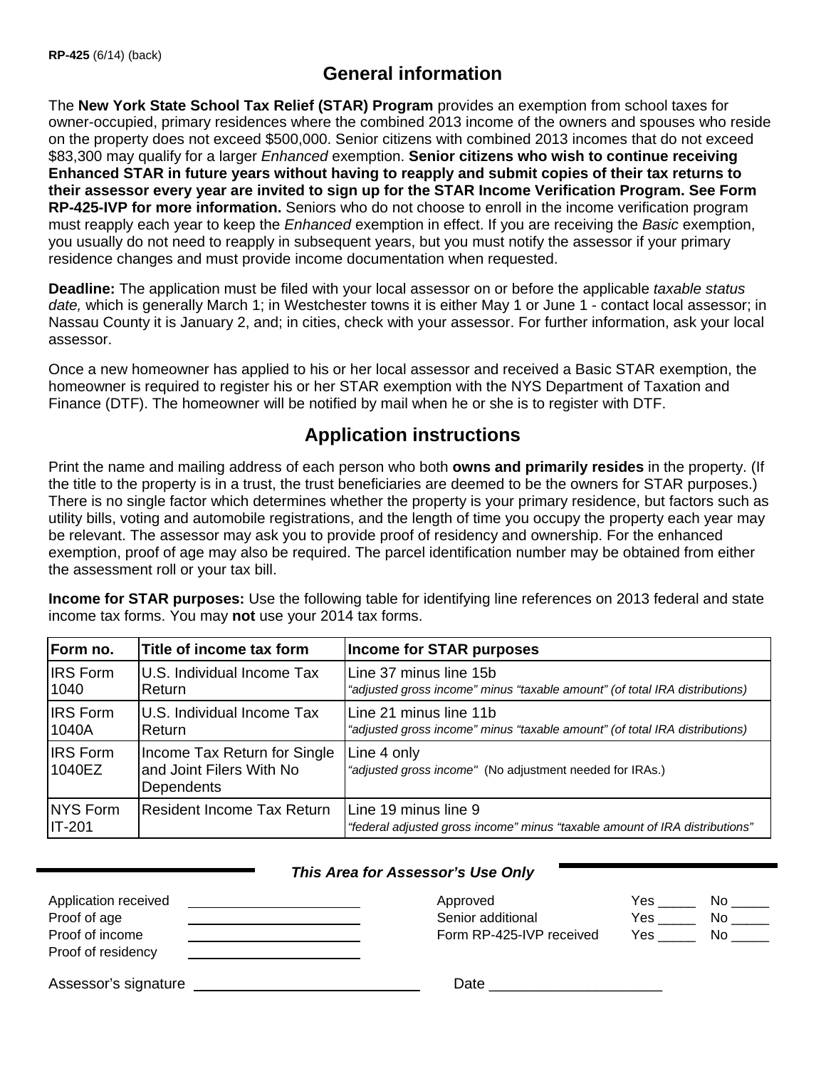RP-425 (6/14) (back)

## General information

The **New York State School Tax Relief (STAR) Program** provides an exemption from school taxes for owner-occupied, primary residences where the combined 2013 income of the owners and spouses who reside on the property does not exceed $500,000. Senior citizens with combined 2013 incomes that do not exceed $83,300 may qualify for a larger *Enhanced* exemption. **Senior citizens who wish to continue receiving Enhanced STAR in future years without having to reapply and submit copies of their tax returns to their assessor every year are invited to sign up for the STAR Income Verification Program. See Form RP-425-IVP for more information.** Seniors who do not choose to enroll in the income verification program must reapply each year to keep the *Enhanced* exemption in effect. If you are receiving the *Basic* exemption, you usually do not need to reapply in subsequent years, but you must notify the assessor if your primary residence changes and must provide income documentation when requested.

**Deadline:** The application must be filed with your local assessor on or before the applicable *taxable status date,* which is generally March 1; in Westchester towns it is either May 1 or June 1 - contact local assessor; in Nassau County it is January 2, and; in cities, check with your assessor. For further information, ask your local assessor.

Once a new homeowner has applied to his or her local assessor and received a Basic STAR exemption, the homeowner is required to register his or her STAR exemption with the NYS Department of Taxation and Finance (DTF). The homeowner will be notified by mail when he or she is to register with DTF.

## Application instructions

Print the name and mailing address of each person who both **owns and primarily resides** in the property. (If the title to the property is in a trust, the trust beneficiaries are deemed to be the owners for STAR purposes.) There is no single factor which determines whether the property is your primary residence, but factors such as utility bills, voting and automobile registrations, and the length of time you occupy the property each year may be relevant. The assessor may ask you to provide proof of residency and ownership. For the enhanced exemption, proof of age may also be required. The parcel identification number may be obtained from either the assessment roll or your tax bill.

**Income for STAR purposes:** Use the following table for identifying line references on 2013 federal and state income tax forms. You may **not** use your 2014 tax forms.

| Form no. | Title of income tax form | Income for STAR purposes |
|---|---|---|
| IRS Form 1040 | U.S. Individual Income Tax Return | Line 37 minus line 15b *"adjusted gross income" minus "taxable amount" (of total IRA distributions)* |
| IRS Form 1040A | U.S. Individual Income Tax Return | Line 21 minus line 11b *"adjusted gross income" minus "taxable amount" (of total IRA distributions)* |
| IRS Form 1040EZ | Income Tax Return for Single and Joint Filers With No Dependents | Line 4 only *"adjusted gross income"* (No adjustment needed for IRAs.) |
| NYS Form IT-201 | Resident Income Tax Return | Line 19 minus line 9 *"federal adjusted gross income" minus "taxable amount of IRA distributions"* |

***This Area for Assessor's Use Only***

Application received ____________  
Proof of age ____________  
Proof of income ____________  
Proof of residency ____________

Approved Yes _____ No _____  
Senior additional Yes _____ No _____  
Form RP-425-IVP received Yes _____ No _____

Assessor's signature ____________ Date ____________